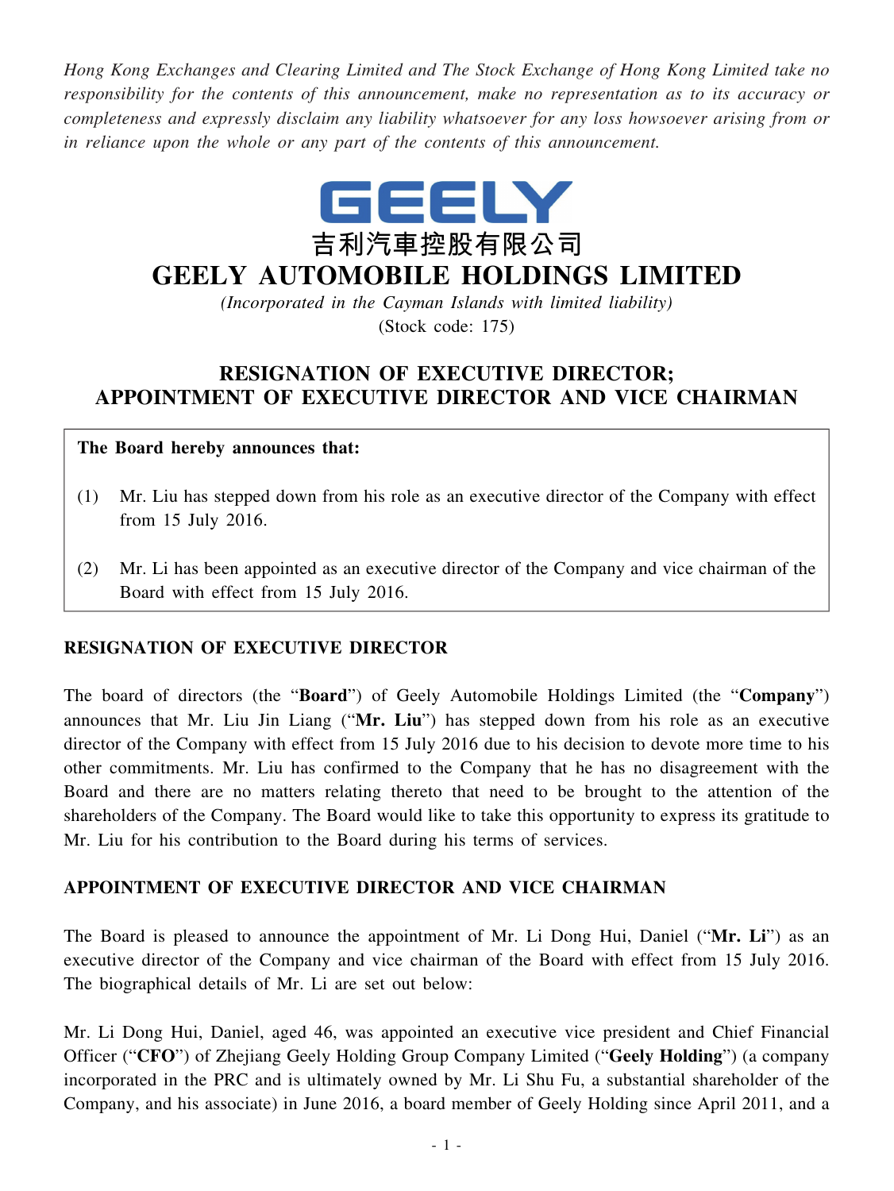*Hong Kong Exchanges and Clearing Limited and The Stock Exchange of Hong Kong Limited take no responsibility for the contents of this announcement, make no representation as to its accuracy or completeness and expressly disclaim any liability whatsoever for any loss howsoever arising from or in reliance upon the whole or any part of the contents of this announcement.*

GEELY

吉利汽車控股有限公司

# GEELY AUTOMOBILE HOLDINGS LIMITED

*(Incorporated in the Cayman Islands with limited liability)*

(Stock code: 175)

## RESIGNATION OF EXECUTIVE DIRECTOR; APPOINTMENT OF EXECUTIVE DIRECTOR AND VICE CHAIRMAN

**The Board hereby announces that:**

(1) Mr. Liu has stepped down from his role as an executive director of the Company with effect from 15 July 2016.

(2) Mr. Li has been appointed as an executive director of the Company and vice chairman of the Board with effect from 15 July 2016.

### RESIGNATION OF EXECUTIVE DIRECTOR

The board of directors (the "**Board**") of Geely Automobile Holdings Limited (the "**Company**") announces that Mr. Liu Jin Liang ("**Mr. Liu**") has stepped down from his role as an executive director of the Company with effect from 15 July 2016 due to his decision to devote more time to his other commitments. Mr. Liu has confirmed to the Company that he has no disagreement with the Board and there are no matters relating thereto that need to be brought to the attention of the shareholders of the Company. The Board would like to take this opportunity to express its gratitude to Mr. Liu for his contribution to the Board during his terms of services.

### APPOINTMENT OF EXECUTIVE DIRECTOR AND VICE CHAIRMAN

The Board is pleased to announce the appointment of Mr. Li Dong Hui, Daniel ("**Mr. Li**") as an executive director of the Company and vice chairman of the Board with effect from 15 July 2016. The biographical details of Mr. Li are set out below:

Mr. Li Dong Hui, Daniel, aged 46, was appointed an executive vice president and Chief Financial Officer ("**CFO**") of Zhejiang Geely Holding Group Company Limited ("**Geely Holding**") (a company incorporated in the PRC and is ultimately owned by Mr. Li Shu Fu, a substantial shareholder of the Company, and his associate) in June 2016, a board member of Geely Holding since April 2011, and a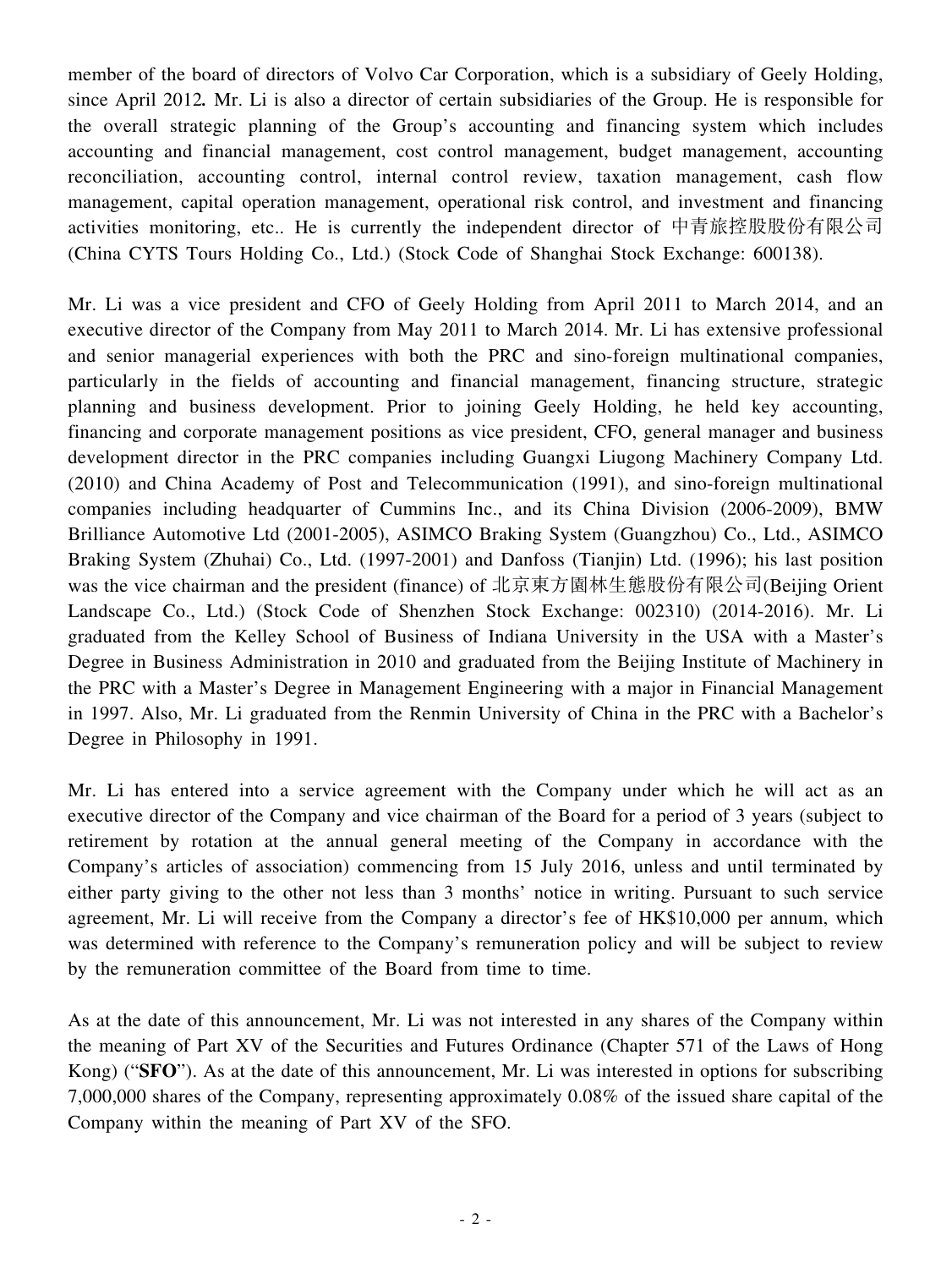member of the board of directors of Volvo Car Corporation, which is a subsidiary of Geely Holding, since April 2012**.** Mr. Li is also a director of certain subsidiaries of the Group. He is responsible for the overall strategic planning of the Group's accounting and financing system which includes accounting and financial management, cost control management, budget management, accounting reconciliation, accounting control, internal control review, taxation management, cash flow management, capital operation management, operational risk control, and investment and financing activities monitoring, etc.. He is currently the independent director of 中青旅控股股份有限公司 (China CYTS Tours Holding Co., Ltd.) (Stock Code of Shanghai Stock Exchange: 600138).

Mr. Li was a vice president and CFO of Geely Holding from April 2011 to March 2014, and an executive director of the Company from May 2011 to March 2014. Mr. Li has extensive professional and senior managerial experiences with both the PRC and sino-foreign multinational companies, particularly in the fields of accounting and financial management, financing structure, strategic planning and business development. Prior to joining Geely Holding, he held key accounting, financing and corporate management positions as vice president, CFO, general manager and business development director in the PRC companies including Guangxi Liugong Machinery Company Ltd. (2010) and China Academy of Post and Telecommunication (1991), and sino-foreign multinational companies including headquarter of Cummins Inc., and its China Division (2006-2009), BMW Brilliance Automotive Ltd (2001-2005), ASIMCO Braking System (Guangzhou) Co., Ltd., ASIMCO Braking System (Zhuhai) Co., Ltd. (1997-2001) and Danfoss (Tianjin) Ltd. (1996); his last position was the vice chairman and the president (finance) of 北京東方園林生態股份有限公司(Beijing Orient Landscape Co., Ltd.) (Stock Code of Shenzhen Stock Exchange: 002310) (2014-2016). Mr. Li graduated from the Kelley School of Business of Indiana University in the USA with a Master's Degree in Business Administration in 2010 and graduated from the Beijing Institute of Machinery in the PRC with a Master's Degree in Management Engineering with a major in Financial Management in 1997. Also, Mr. Li graduated from the Renmin University of China in the PRC with a Bachelor's Degree in Philosophy in 1991.

Mr. Li has entered into a service agreement with the Company under which he will act as an executive director of the Company and vice chairman of the Board for a period of 3 years (subject to retirement by rotation at the annual general meeting of the Company in accordance with the Company's articles of association) commencing from 15 July 2016, unless and until terminated by either party giving to the other not less than 3 months' notice in writing. Pursuant to such service agreement, Mr. Li will receive from the Company a director's fee of HK$10,000 per annum, which was determined with reference to the Company's remuneration policy and will be subject to review by the remuneration committee of the Board from time to time.

As at the date of this announcement, Mr. Li was not interested in any shares of the Company within the meaning of Part XV of the Securities and Futures Ordinance (Chapter 571 of the Laws of Hong Kong) ("**SFO**"). As at the date of this announcement, Mr. Li was interested in options for subscribing 7,000,000 shares of the Company, representing approximately 0.08% of the issued share capital of the Company within the meaning of Part XV of the SFO.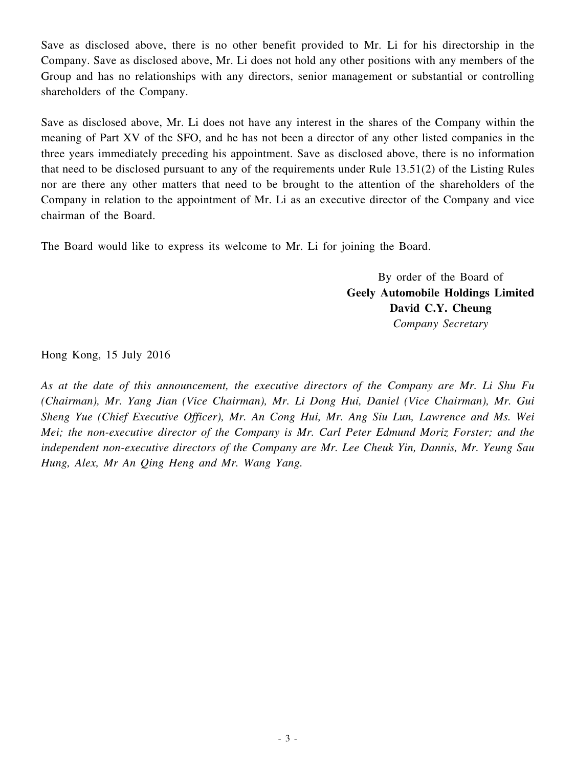Save as disclosed above, there is no other benefit provided to Mr. Li for his directorship in the Company. Save as disclosed above, Mr. Li does not hold any other positions with any members of the Group and has no relationships with any directors, senior management or substantial or controlling shareholders of the Company.

Save as disclosed above, Mr. Li does not have any interest in the shares of the Company within the meaning of Part XV of the SFO, and he has not been a director of any other listed companies in the three years immediately preceding his appointment. Save as disclosed above, there is no information that need to be disclosed pursuant to any of the requirements under Rule 13.51(2) of the Listing Rules nor are there any other matters that need to be brought to the attention of the shareholders of the Company in relation to the appointment of Mr. Li as an executive director of the Company and vice chairman of the Board.

The Board would like to express its welcome to Mr. Li for joining the Board.

By order of the Board of
**Geely Automobile Holdings Limited**
**David C.Y. Cheung**
*Company Secretary*

Hong Kong, 15 July 2016

*As at the date of this announcement, the executive directors of the Company are Mr. Li Shu Fu (Chairman), Mr. Yang Jian (Vice Chairman), Mr. Li Dong Hui, Daniel (Vice Chairman), Mr. Gui Sheng Yue (Chief Executive Officer), Mr. An Cong Hui, Mr. Ang Siu Lun, Lawrence and Ms. Wei Mei; the non-executive director of the Company is Mr. Carl Peter Edmund Moriz Forster; and the independent non-executive directors of the Company are Mr. Lee Cheuk Yin, Dannis, Mr. Yeung Sau Hung, Alex, Mr An Qing Heng and Mr. Wang Yang.*